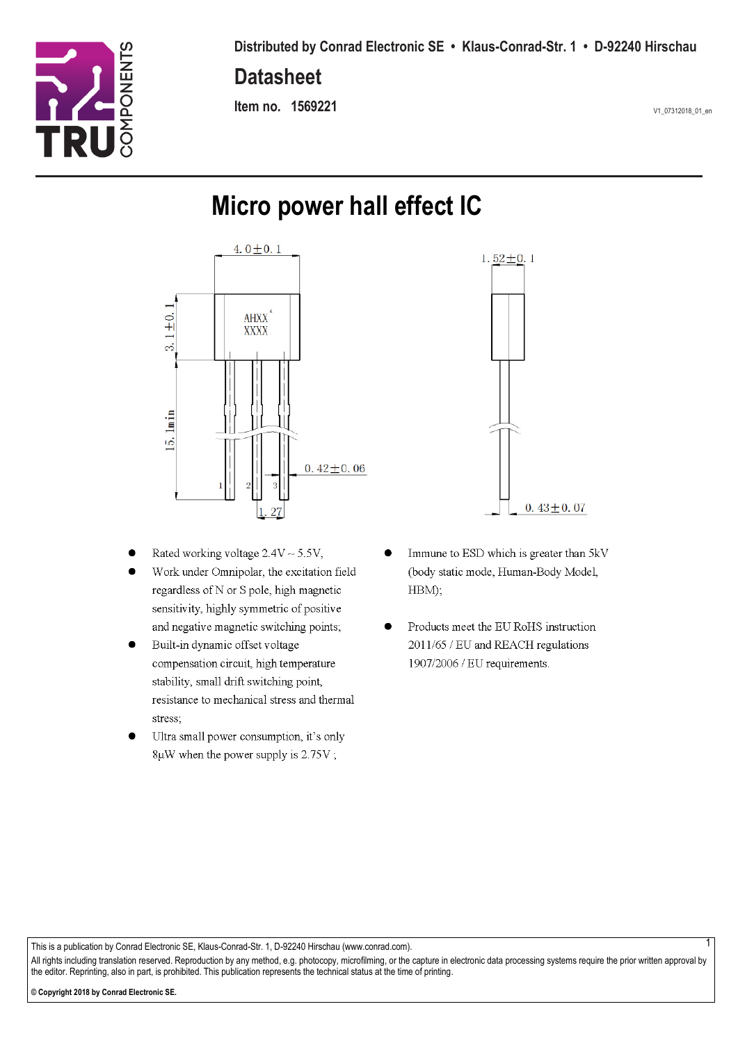Distributed by Conrad Electronic SE • Klaus-Conrad-Str. 1 • D-92240 Hirschau

# Datasheet

**Item no. 1569221**

V1_07312018_01_en

# Micro power hall effect IC

4.0±0.1

1.52±0.1

AHXX
XXXX

3.1±0.1

15.1min

1 2 3

0.42±0.06

1.27

0.43±0.07

- Rated working voltage 2.4V ~ 5.5V,
- Work under Omnipolar, the excitation field regardless of N or S pole, high magnetic sensitivity, highly symmetric of positive and negative magnetic switching points;
- Built-in dynamic offset voltage compensation circuit, high temperature stability, small drift switching point, resistance to mechanical stress and thermal stress;
- Ultra small power consumption, it's only 8µW when the power supply is 2.75V ;
- Immune to ESD which is greater than 5kV (body static mode, Human-Body Model, HBM);
- Products meet the EU RoHS instruction 2011/65 / EU and REACH regulations 1907/2006 / EU requirements.

This is a publication by Conrad Electronic SE, Klaus-Conrad-Str. 1, D-92240 Hirschau (www.conrad.com).
All rights including translation reserved. Reproduction by any method, e.g. photocopy, microfilming, or the capture in electronic data processing systems require the prior written approval by the editor. Reprinting, also in part, is prohibited. This publication represents the technical status at the time of printing.

**© Copyright 2018 by Conrad Electronic SE.**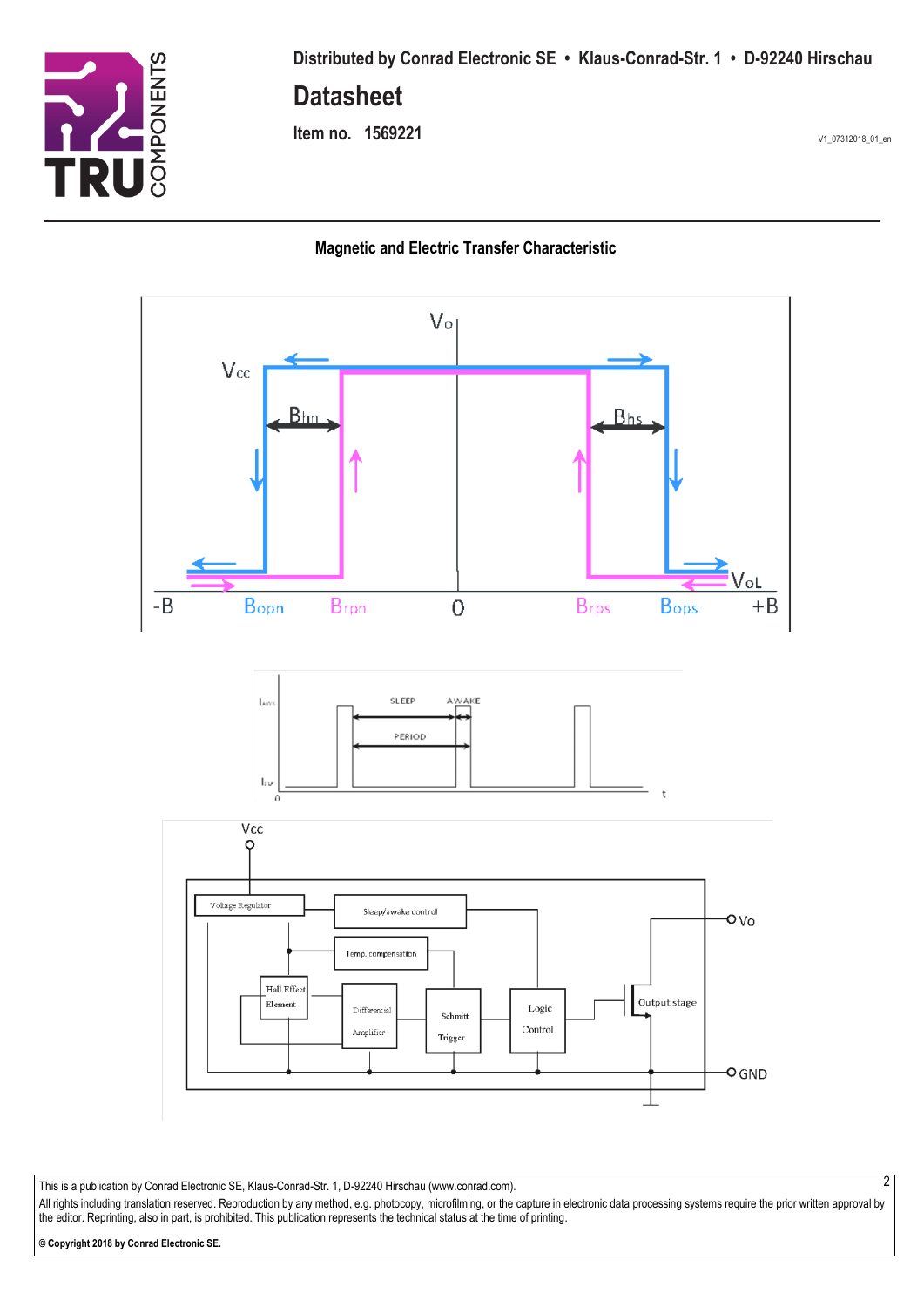## Magnetic and Electric Transfer Characteristic

Vo

Vcc

Bhn

Bhs

VoL

-B Bopn Brpn 0 Brps Bops +B

Iawk

SLEEP AWAKE

PERIOD

Isp

0 t

Vcc

Voltage Regulator

Sleep/awake control

Temp. compensation

Hall Effect Element

Differential Amplifier

Schmitt Trigger

Logic Control

Output stage

Vo

GND

This is a publication by Conrad Electronic SE, Klaus-Conrad-Str. 1, D-92240 Hirschau (www.conrad.com).

All rights including translation reserved. Reproduction by any method, e.g. photocopy, microfilming, or the capture in electronic data processing systems require the prior written approval by the editor. Reprinting, also in part, is prohibited. This publication represents the technical status at the time of printing.

**© Copyright 2018 by Conrad Electronic SE.**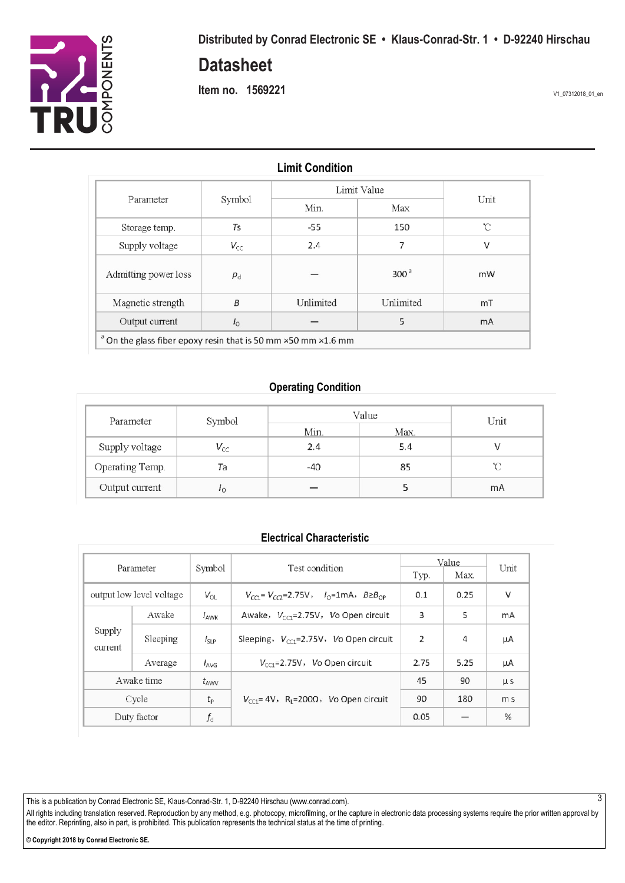Distributed by Conrad Electronic SE • Klaus-Conrad-Str. 1 • D-92240 Hirschau

# Datasheet

**Item no. 1569221**

V1_07312018_01_en

## Limit Condition

| Parameter | Symbol | Limit Value | | Unit |
|---|---|---|---|---|
| | | Min. | Max | |
| Storage temp. | *Ts* | -55 | 150 | ℃ |
| Supply voltage | $V_{CC}$ | 2.4 | 7 | V |
| Admitting power loss | $p_d$ | — | 300 [a] | mW |
| Magnetic strength | *B* | Unlimited | Unlimited | mT |
| Output current | $I_O$ | — | 5 | mA |

[a] On the glass fiber epoxy resin that is 50 mm ×50 mm ×1.6 mm

## Operating Condition

| Parameter | Symbol | Value | | Unit |
|---|---|---|---|---|
| | | Min. | Max. | |
| Supply voltage | $V_{CC}$ | 2.4 | 5.4 | V |
| Operating Temp. | *Ta* | -40 | 85 | ℃ |
| Output current | $I_O$ | — | 5 | mA |

## Electrical Characteristic

| Parameter | | Symbol | Test condition | Value | | Unit |
|---|---|---|---|---|---|---|
| | | | | Typ. | Max. | |
| output low level voltage | | $V_{OL}$ | $V_{CC1}$= $V_{CC2}$=2.75V， $I_O$=1mA， $B≥B_{OP}$ | 0.1 | 0.25 | V |
| Supply current | Awake | $I_{AWK}$ | Awake， $V_{CC1}$=2.75V， *Vo* Open circuit | 3 | 5 | mA |
| | Sleeping | $I_{SLP}$ | Sleeping， $V_{CC1}$=2.75V， *Vo* Open circuit | 2 | 4 | µA |
| | Average | $I_{AVG}$ | $V_{CC1}$=2.75V， *Vo* Open circuit | 2.75 | 5.25 | µA |
| Awake time | | $t_{AWV}$ | $V_{CC1}$= 4V， $R_L$=200Ω， *Vo* Open circuit | 45 | 90 | µ s |
| Cycle | | $t_P$ | | 90 | 180 | m s |
| Duty factor | | $f_d$ | | 0.05 | — | % |

This is a publication by Conrad Electronic SE, Klaus-Conrad-Str. 1, D-92240 Hirschau (www.conrad.com).

All rights including translation reserved. Reproduction by any method, e.g. photocopy, microfilming, or the capture in electronic data processing systems require the prior written approval by the editor. Reprinting, also in part, is prohibited. This publication represents the technical status at the time of printing.

**© Copyright 2018 by Conrad Electronic SE.**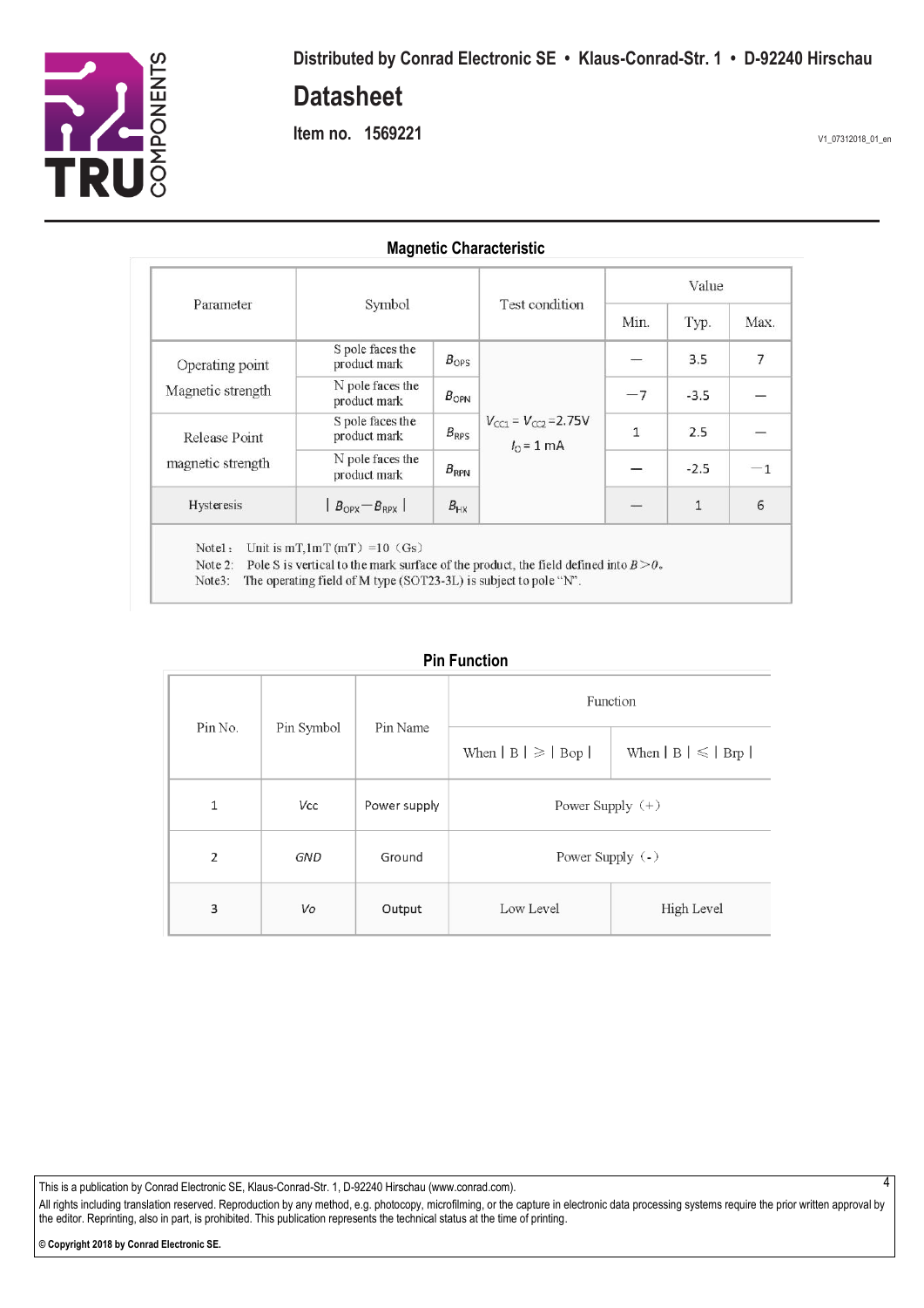Distributed by Conrad Electronic SE • Klaus-Conrad-Str. 1 • D-92240 Hirschau

# Datasheet

**Item no. 1569221**

V1_07312018_01_en

## Magnetic Characteristic

| Parameter | Symbol | | Test condition | Value | | |
|---|---|---|---|---|---|---|
| | | | | Min. | Typ. | Max. |
| Operating point Magnetic strength | S pole faces the product mark | $B_{OPS}$ | $V_{CC1} = V_{CC2}$ =2.75V $I_O$ = 1 mA | — | 3.5 | 7 |
| | N pole faces the product mark | $B_{OPN}$ | | −7 | -3.5 | — |
| Release Point magnetic strength | S pole faces the product mark | $B_{RPS}$ | | 1 | 2.5 | — |
| | N pole faces the product mark | $B_{RPN}$ | | — | -2.5 | −1 |
| Hysteresis | $\lvert B_{OPX} - B_{RPX} \rvert$ | $B_{HX}$ | | — | 1 | 6 |

Note1： Unit is mT, 1mT (mT) =10 (Gs)
Note 2: Pole S is vertical to the mark surface of the product, the field defined into $B>0$。
Note3: The operating field of M type (SOT23-3L) is subject to pole "N".

## Pin Function

| Pin No. | Pin Symbol | Pin Name | Function | |
|---|---|---|---|---|
| | | | When $\lvert B \rvert \geqslant \lvert Bop \rvert$ | When $\lvert B \rvert \leqslant \lvert Brp \rvert$ |
| 1 | Vcc | Power supply | Power Supply (+) | |
| 2 | GND | Ground | Power Supply (-) | |
| 3 | Vo | Output | Low Level | High Level |

This is a publication by Conrad Electronic SE, Klaus-Conrad-Str. 1, D-92240 Hirschau (www.conrad.com).
All rights including translation reserved. Reproduction by any method, e.g. photocopy, microfilming, or the capture in electronic data processing systems require the prior written approval by the editor. Reprinting, also in part, is prohibited. This publication represents the technical status at the time of printing.

**© Copyright 2018 by Conrad Electronic SE.**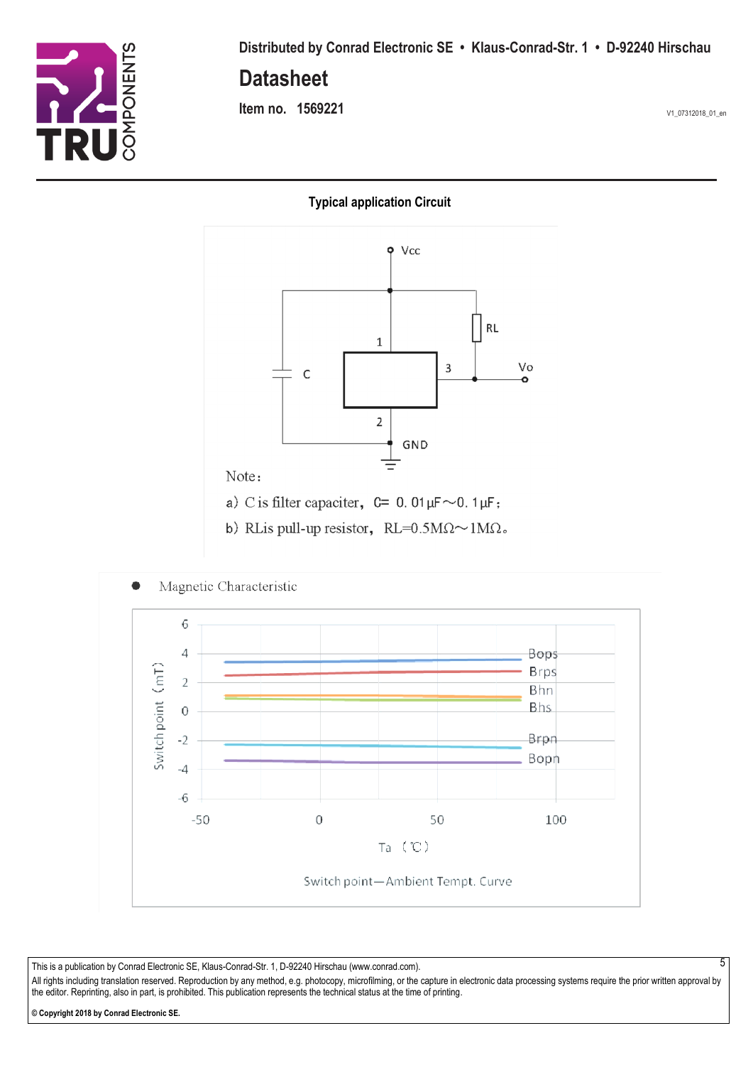Distributed by Conrad Electronic SE • Klaus-Conrad-Str. 1 • D-92240 Hirschau

# Datasheet

**Item no. 1569221**

V1_07312018_01_en

## Typical application Circuit

Vcc

RL

1

C

3

Vo

2

GND

Note：

a）C is filter capaciter， C= 0. 01μF～0. 1μF；

b）RLis pull-up resistor， RL=0.5MΩ～1MΩ。

● Magnetic Characteristic

6
4
2
0
-2
-4
-6

Switch point（mT）

Bops
Brps
Bhn
Bhs
Brpn
Bopn

-50
0
50
100

Ta （℃）

Switch point—Ambient Tempt. Curve

This is a publication by Conrad Electronic SE, Klaus-Conrad-Str. 1, D-92240 Hirschau (www.conrad.com).

All rights including translation reserved. Reproduction by any method, e.g. photocopy, microfilming, or the capture in electronic data processing systems require the prior written approval by the editor. Reprinting, also in part, is prohibited. This publication represents the technical status at the time of printing.

**© Copyright 2018 by Conrad Electronic SE.**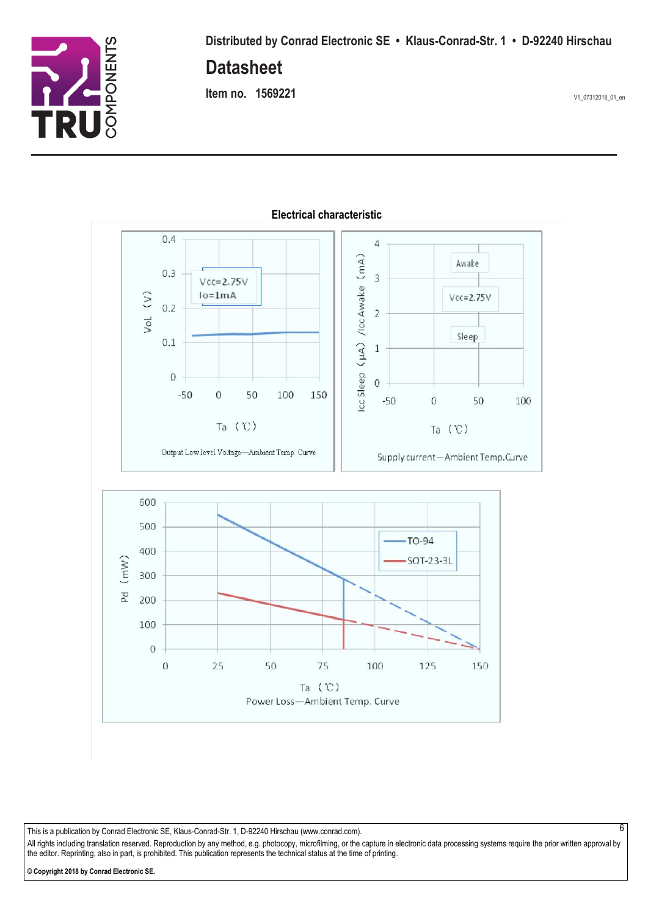## Electrical characteristic

0.4
0.3
0.2
0.1
0
VoL（V）
Vcc=2.75V
Io=1mA
-50 0 50 100 150
Ta（℃）
Output Low level Voltage—Ambient Temp. Curve

4
3
2
1
0
Icc Sleep（μA）/Icc Awake（mA）
Awake
Vcc=2.75V
Sleep
-50 0 50 100
Ta（℃）
Supply current—Ambient Temp.Curve

600
500
400
300
200
100
0
Pd（mW）
TO-94
SOT-23-3L
0 25 50 75 100 125 150
Ta（℃）
Power Loss—Ambient Temp. Curve

This is a publication by Conrad Electronic SE, Klaus-Conrad-Str. 1, D-92240 Hirschau (www.conrad.com).

All rights including translation reserved. Reproduction by any method, e.g. photocopy, microfilming, or the capture in electronic data processing systems require the prior written approval by the editor. Reprinting, also in part, is prohibited. This publication represents the technical status at the time of printing.

**© Copyright 2018 by Conrad Electronic SE.**